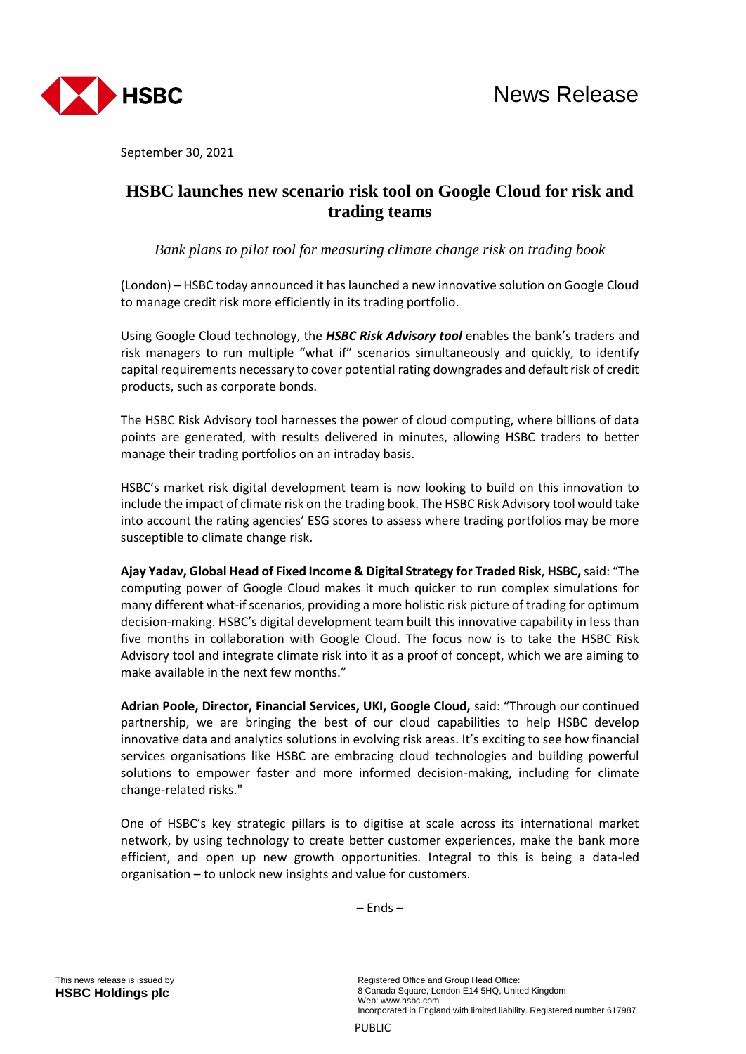News Release

September 30, 2021

# HSBC launches new scenario risk tool on Google Cloud for risk and trading teams

*Bank plans to pilot tool for measuring climate change risk on trading book*

(London) – HSBC today announced it has launched a new innovative solution on Google Cloud to manage credit risk more efficiently in its trading portfolio.

Using Google Cloud technology, the ***HSBC Risk Advisory tool*** enables the bank's traders and risk managers to run multiple "what if" scenarios simultaneously and quickly, to identify capital requirements necessary to cover potential rating downgrades and default risk of credit products, such as corporate bonds.

The HSBC Risk Advisory tool harnesses the power of cloud computing, where billions of data points are generated, with results delivered in minutes, allowing HSBC traders to better manage their trading portfolios on an intraday basis.

HSBC's market risk digital development team is now looking to build on this innovation to include the impact of climate risk on the trading book. The HSBC Risk Advisory tool would take into account the rating agencies' ESG scores to assess where trading portfolios may be more susceptible to climate change risk.

**Ajay Yadav, Global Head of Fixed Income & Digital Strategy for Traded Risk**, **HSBC,** said: "The computing power of Google Cloud makes it much quicker to run complex simulations for many different what-if scenarios, providing a more holistic risk picture of trading for optimum decision-making. HSBC's digital development team built this innovative capability in less than five months in collaboration with Google Cloud. The focus now is to take the HSBC Risk Advisory tool and integrate climate risk into it as a proof of concept, which we are aiming to make available in the next few months."

**Adrian Poole, Director, Financial Services, UKI, Google Cloud,** said: "Through our continued partnership, we are bringing the best of our cloud capabilities to help HSBC develop innovative data and analytics solutions in evolving risk areas. It's exciting to see how financial services organisations like HSBC are embracing cloud technologies and building powerful solutions to empower faster and more informed decision-making, including for climate change-related risks."

One of HSBC's key strategic pillars is to digitise at scale across its international market network, by using technology to create better customer experiences, make the bank more efficient, and open up new growth opportunities. Integral to this is being a data-led organisation – to unlock new insights and value for customers.

– Ends –

This news release is issued by
**HSBC Holdings plc**

Registered Office and Group Head Office:
8 Canada Square, London E14 5HQ, United Kingdom
Web: www.hsbc.com
Incorporated in England with limited liability. Registered number 617987

PUBLIC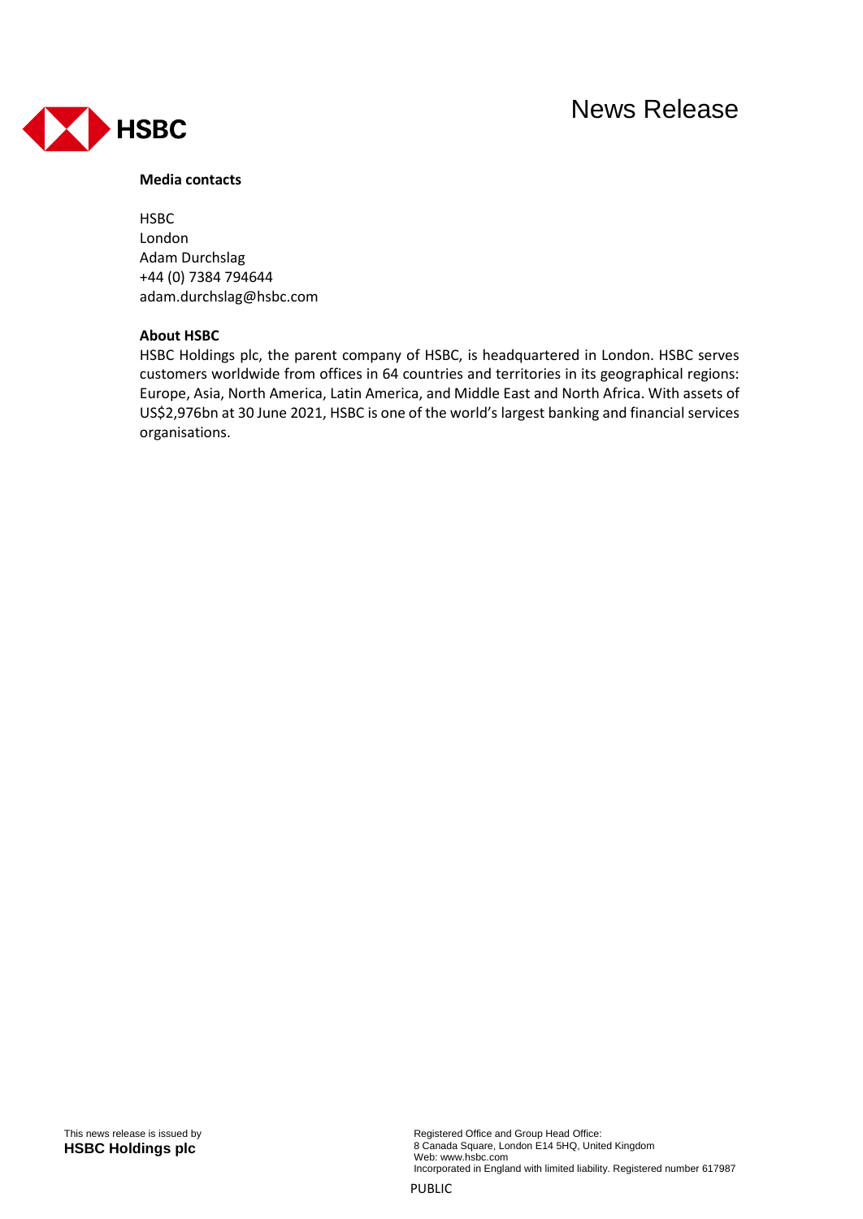**Media contacts**

HSBC
London
Adam Durchslag
+44 (0) 7384 794644
adam.durchslag@hsbc.com

**About HSBC**

HSBC Holdings plc, the parent company of HSBC, is headquartered in London. HSBC serves customers worldwide from offices in 64 countries and territories in its geographical regions: Europe, Asia, North America, Latin America, and Middle East and North Africa. With assets of US$2,976bn at 30 June 2021, HSBC is one of the world's largest banking and financial services organisations.